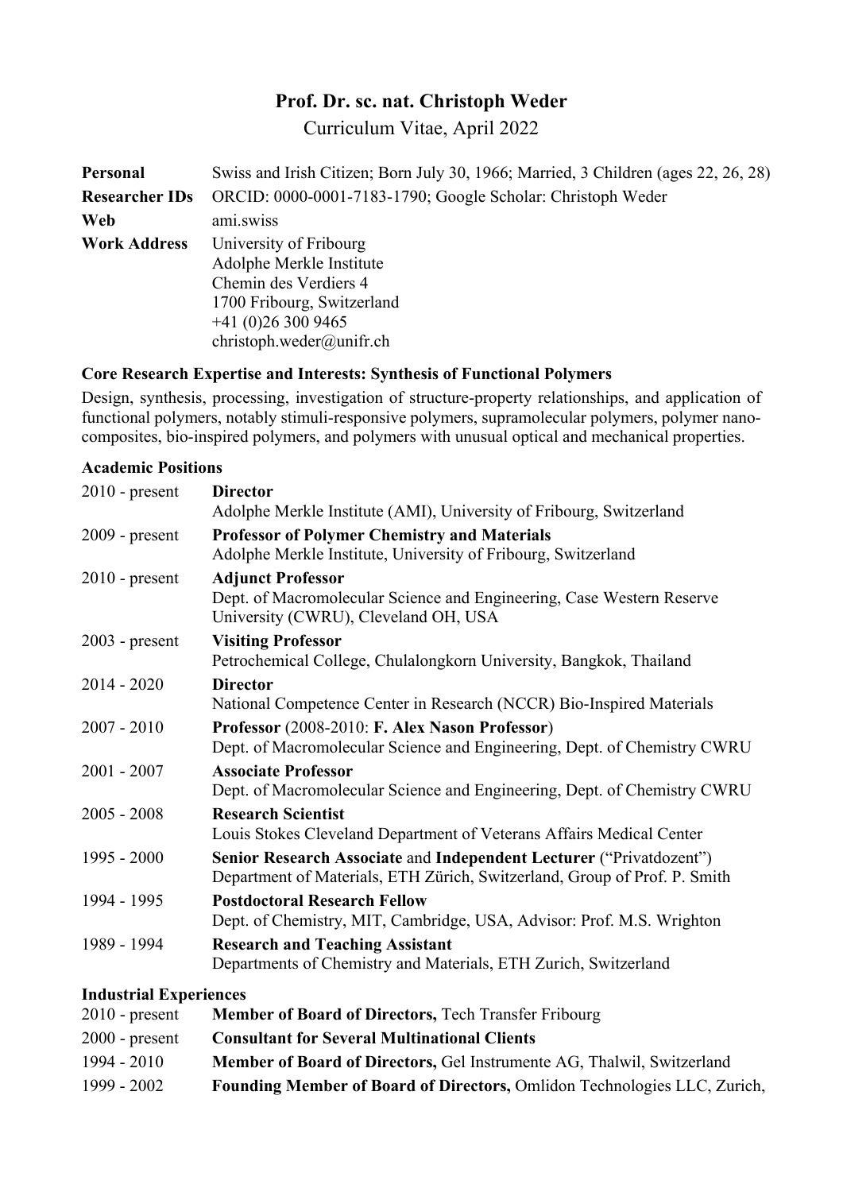# Prof. Dr. sc. nat. Christoph Weder

Curriculum Vitae, April 2022

| | |
|---|---|
| **Personal** | Swiss and Irish Citizen; Born July 30, 1966; Married, 3 Children (ages 22, 26, 28) |
| **Researcher IDs** | ORCID: 0000-0001-7183-1790; Google Scholar: Christoph Weder |
| **Web** | ami.swiss |
| **Work Address** | University of Fribourg<br>Adolphe Merkle Institute<br>Chemin des Verdiers 4<br>1700 Fribourg, Switzerland<br>+41 (0)26 300 9465<br>christoph.weder@unifr.ch |

### Core Research Expertise and Interests: Synthesis of Functional Polymers

Design, synthesis, processing, investigation of structure-property relationships, and application of functional polymers, notably stimuli-responsive polymers, supramolecular polymers, polymer nano-composites, bio-inspired polymers, and polymers with unusual optical and mechanical properties.

### Academic Positions

| | |
|---|---|
| 2010 - present | **Director**<br>Adolphe Merkle Institute (AMI), University of Fribourg, Switzerland |
| 2009 - present | **Professor of Polymer Chemistry and Materials**<br>Adolphe Merkle Institute, University of Fribourg, Switzerland |
| 2010 - present | **Adjunct Professor**<br>Dept. of Macromolecular Science and Engineering, Case Western Reserve University (CWRU), Cleveland OH, USA |
| 2003 - present | **Visiting Professor**<br>Petrochemical College, Chulalongkorn University, Bangkok, Thailand |
| 2014 - 2020 | **Director**<br>National Competence Center in Research (NCCR) Bio-Inspired Materials |
| 2007 - 2010 | **Professor** (2008-2010: **F. Alex Nason Professor**)<br>Dept. of Macromolecular Science and Engineering, Dept. of Chemistry CWRU |
| 2001 - 2007 | **Associate Professor**<br>Dept. of Macromolecular Science and Engineering, Dept. of Chemistry CWRU |
| 2005 - 2008 | **Research Scientist**<br>Louis Stokes Cleveland Department of Veterans Affairs Medical Center |
| 1995 - 2000 | **Senior Research Associate** and **Independent Lecturer** ("Privatdozent")<br>Department of Materials, ETH Zürich, Switzerland, Group of Prof. P. Smith |
| 1994 - 1995 | **Postdoctoral Research Fellow**<br>Dept. of Chemistry, MIT, Cambridge, USA, Advisor: Prof. M.S. Wrighton |
| 1989 - 1994 | **Research and Teaching Assistant**<br>Departments of Chemistry and Materials, ETH Zurich, Switzerland |

### Industrial Experiences

| | |
|---|---|
| 2010 - present | **Member of Board of Directors,** Tech Transfer Fribourg |
| 2000 - present | **Consultant for Several Multinational Clients** |
| 1994 - 2010 | **Member of Board of Directors,** Gel Instrumente AG, Thalwil, Switzerland |
| 1999 - 2002 | **Founding Member of Board of Directors,** Omlidon Technologies LLC, Zurich, |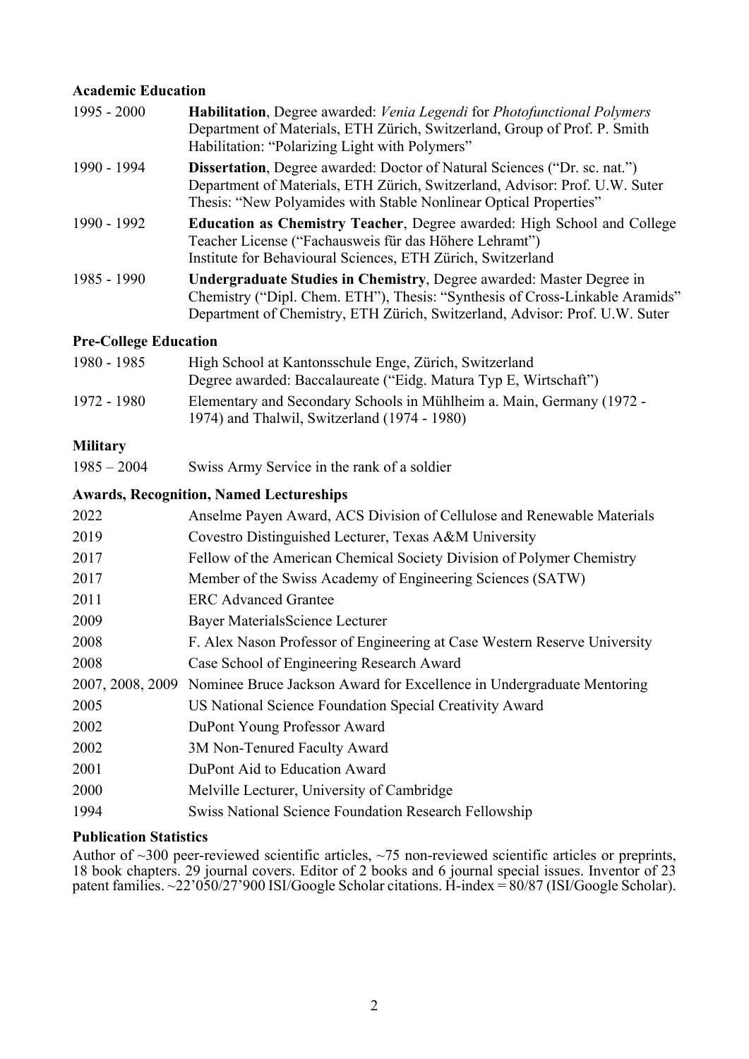## Academic Education

| | |
|---|---|
| 1995 - 2000 | **Habilitation**, Degree awarded: *Venia Legendi* for *Photofunctional Polymers* Department of Materials, ETH Zürich, Switzerland, Group of Prof. P. Smith Habilitation: "Polarizing Light with Polymers" |
| 1990 - 1994 | **Dissertation**, Degree awarded: Doctor of Natural Sciences ("Dr. sc. nat.") Department of Materials, ETH Zürich, Switzerland, Advisor: Prof. U.W. Suter Thesis: "New Polyamides with Stable Nonlinear Optical Properties" |
| 1990 - 1992 | **Education as Chemistry Teacher**, Degree awarded: High School and College Teacher License ("Fachausweis für das Höhere Lehramt") Institute for Behavioural Sciences, ETH Zürich, Switzerland |
| 1985 - 1990 | **Undergraduate Studies in Chemistry**, Degree awarded: Master Degree in Chemistry ("Dipl. Chem. ETH"), Thesis: "Synthesis of Cross-Linkable Aramids" Department of Chemistry, ETH Zürich, Switzerland, Advisor: Prof. U.W. Suter |

## Pre-College Education

| | |
|---|---|
| 1980 - 1985 | High School at Kantonsschule Enge, Zürich, Switzerland Degree awarded: Baccalaureate ("Eidg. Matura Typ E, Wirtschaft") |
| 1972 - 1980 | Elementary and Secondary Schools in Mühlheim a. Main, Germany (1972 - 1974) and Thalwil, Switzerland (1974 - 1980) |

## Military

| | |
|---|---|
| 1985 – 2004 | Swiss Army Service in the rank of a soldier |

## Awards, Recognition, Named Lectureships

| | |
|---|---|
| 2022 | Anselme Payen Award, ACS Division of Cellulose and Renewable Materials |
| 2019 | Covestro Distinguished Lecturer, Texas A&M University |
| 2017 | Fellow of the American Chemical Society Division of Polymer Chemistry |
| 2017 | Member of the Swiss Academy of Engineering Sciences (SATW) |
| 2011 | ERC Advanced Grantee |
| 2009 | Bayer MaterialsScience Lecturer |
| 2008 | F. Alex Nason Professor of Engineering at Case Western Reserve University |
| 2008 | Case School of Engineering Research Award |
| 2007, 2008, 2009 | Nominee Bruce Jackson Award for Excellence in Undergraduate Mentoring |
| 2005 | US National Science Foundation Special Creativity Award |
| 2002 | DuPont Young Professor Award |
| 2002 | 3M Non-Tenured Faculty Award |
| 2001 | DuPont Aid to Education Award |
| 2000 | Melville Lecturer, University of Cambridge |
| 1994 | Swiss National Science Foundation Research Fellowship |

## Publication Statistics

Author of ~300 peer-reviewed scientific articles, ~75 non-reviewed scientific articles or preprints, 18 book chapters. 29 journal covers. Editor of 2 books and 6 journal special issues. Inventor of 23 patent families. ~22'050/27'900 ISI/Google Scholar citations. H-index = 80/87 (ISI/Google Scholar).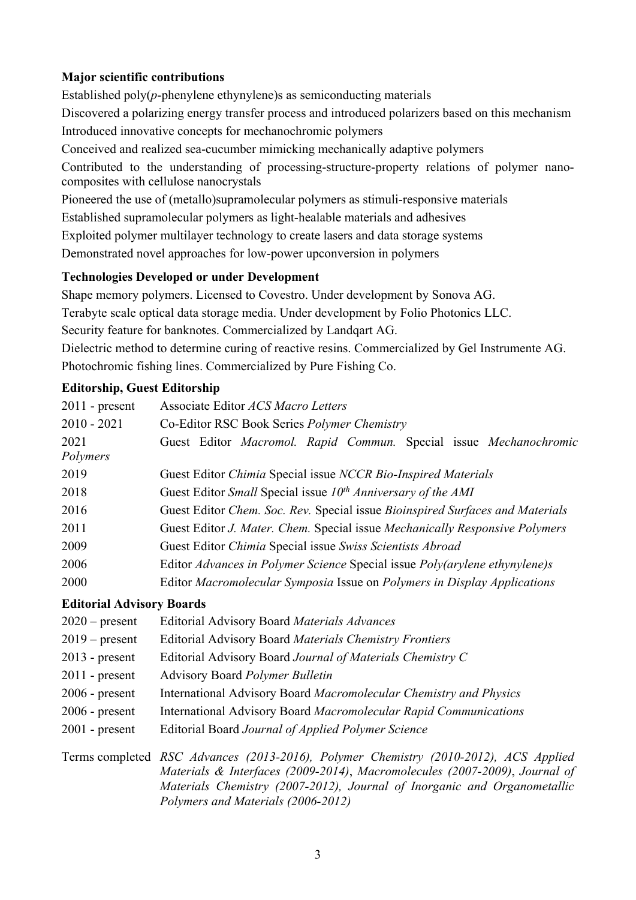**Major scientific contributions**

Established poly(*p*-phenylene ethynylene)s as semiconducting materials

Discovered a polarizing energy transfer process and introduced polarizers based on this mechanism

Introduced innovative concepts for mechanochromic polymers

Conceived and realized sea-cucumber mimicking mechanically adaptive polymers

Contributed to the understanding of processing-structure-property relations of polymer nano-composites with cellulose nanocrystals

Pioneered the use of (metallo)supramolecular polymers as stimuli-responsive materials

Established supramolecular polymers as light-healable materials and adhesives

Exploited polymer multilayer technology to create lasers and data storage systems

Demonstrated novel approaches for low-power upconversion in polymers

**Technologies Developed or under Development**

Shape memory polymers. Licensed to Covestro. Under development by Sonova AG.

Terabyte scale optical data storage media. Under development by Folio Photonics LLC.

Security feature for banknotes. Commercialized by Landqart AG.

Dielectric method to determine curing of reactive resins. Commercialized by Gel Instrumente AG.

Photochromic fishing lines. Commercialized by Pure Fishing Co.

**Editorship, Guest Editorship**

| | |
|---|---|
| 2011 - present | Associate Editor *ACS Macro Letters* |
| 2010 - 2021 | Co-Editor RSC Book Series *Polymer Chemistry* |
| 2021 | Guest Editor *Macromol. Rapid Commun.* Special issue *Mechanochromic Polymers* |
| 2019 | Guest Editor *Chimia* Special issue *NCCR Bio-Inspired Materials* |
| 2018 | Guest Editor *Small* Special issue *10th Anniversary of the AMI* |
| 2016 | Guest Editor *Chem. Soc. Rev.* Special issue *Bioinspired Surfaces and Materials* |
| 2011 | Guest Editor *J. Mater. Chem.* Special issue *Mechanically Responsive Polymers* |
| 2009 | Guest Editor *Chimia* Special issue *Swiss Scientists Abroad* |
| 2006 | Editor *Advances in Polymer Science* Special issue *Poly(arylene ethynylene)s* |
| 2000 | Editor *Macromolecular Symposia* Issue on *Polymers in Display Applications* |

**Editorial Advisory Boards**

| | |
|---|---|
| 2020 – present | Editorial Advisory Board *Materials Advances* |
| 2019 – present | Editorial Advisory Board *Materials Chemistry Frontiers* |
| 2013 - present | Editorial Advisory Board *Journal of Materials Chemistry C* |
| 2011 - present | Advisory Board *Polymer Bulletin* |
| 2006 - present | International Advisory Board *Macromolecular Chemistry and Physics* |
| 2006 - present | International Advisory Board *Macromolecular Rapid Communications* |
| 2001 - present | Editorial Board *Journal of Applied Polymer Science* |
| Terms completed | *RSC Advances (2013-2016), Polymer Chemistry (2010-2012), ACS Applied Materials & Interfaces (2009-2014)*, *Macromolecules (2007-2009)*, *Journal of Materials Chemistry (2007-2012), Journal of Inorganic and Organometallic Polymers and Materials (2006-2012)* |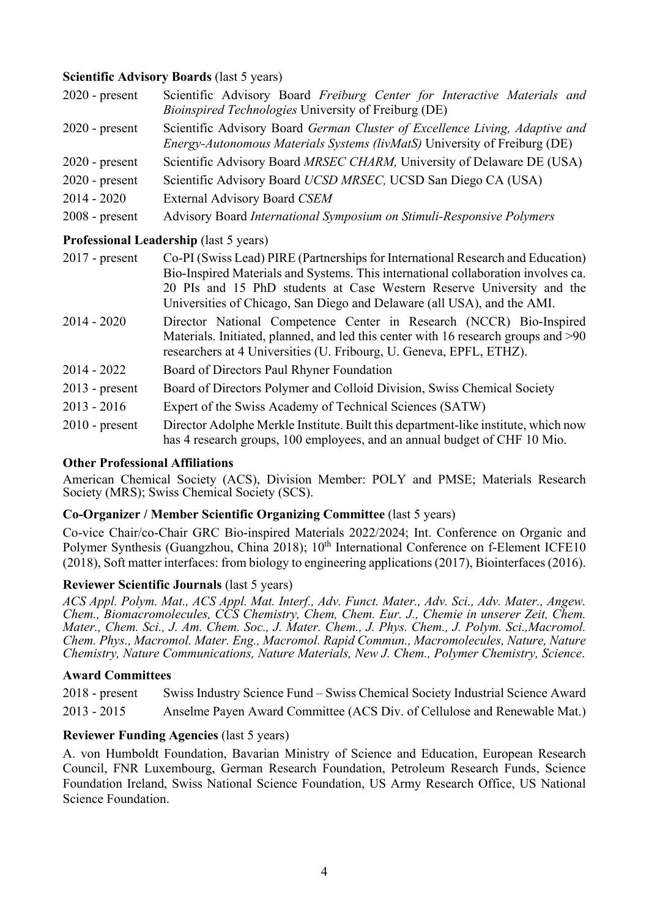**Scientific Advisory Boards** (last 5 years)

| | |
|---|---|
| 2020 - present | Scientific Advisory Board *Freiburg Center for Interactive Materials and Bioinspired Technologies* University of Freiburg (DE) |
| 2020 - present | Scientific Advisory Board *German Cluster of Excellence Living, Adaptive and Energy-Autonomous Materials Systems (livMatS)* University of Freiburg (DE) |
| 2020 - present | Scientific Advisory Board *MRSEC CHARM,* University of Delaware DE (USA) |
| 2020 - present | Scientific Advisory Board *UCSD MRSEC,* UCSD San Diego CA (USA) |
| 2014 - 2020 | External Advisory Board *CSEM* |
| 2008 - present | Advisory Board *International Symposium on Stimuli-Responsive Polymers* |

**Professional Leadership** (last 5 years)

| | |
|---|---|
| 2017 - present | Co-PI (Swiss Lead) PIRE (Partnerships for International Research and Education) Bio-Inspired Materials and Systems. This international collaboration involves ca. 20 PIs and 15 PhD students at Case Western Reserve University and the Universities of Chicago, San Diego and Delaware (all USA), and the AMI. |
| 2014 - 2020 | Director National Competence Center in Research (NCCR) Bio-Inspired Materials. Initiated, planned, and led this center with 16 research groups and >90 researchers at 4 Universities (U. Fribourg, U. Geneva, EPFL, ETHZ). |
| 2014 - 2022 | Board of Directors Paul Rhyner Foundation |
| 2013 - present | Board of Directors Polymer and Colloid Division, Swiss Chemical Society |
| 2013 - 2016 | Expert of the Swiss Academy of Technical Sciences (SATW) |
| 2010 - present | Director Adolphe Merkle Institute. Built this department-like institute, which now has 4 research groups, 100 employees, and an annual budget of CHF 10 Mio. |

**Other Professional Affiliations**

American Chemical Society (ACS), Division Member: POLY and PMSE; Materials Research Society (MRS); Swiss Chemical Society (SCS).

**Co-Organizer / Member Scientific Organizing Committee** (last 5 years)

Co-vice Chair/co-Chair GRC Bio-inspired Materials 2022/2024; Int. Conference on Organic and Polymer Synthesis (Guangzhou, China 2018); 10th International Conference on f-Element ICFE10 (2018), Soft matter interfaces: from biology to engineering applications (2017), Biointerfaces (2016).

**Reviewer Scientific Journals** (last 5 years)

*ACS Appl. Polym. Mat., ACS Appl. Mat. Interf., Adv. Funct. Mater., Adv. Sci., Adv. Mater., Angew. Chem., Biomacromolecules, CCS Chemistry, Chem, Chem. Eur. J., Chemie in unserer Zeit, Chem. Mater., Chem. Sci., J. Am. Chem. Soc., J. Mater. Chem., J. Phys. Chem., J. Polym. Sci.,Macromol. Chem. Phys., Macromol. Mater. Eng., Macromol. Rapid Commun., Macromolecules, Nature, Nature Chemistry, Nature Communications, Nature Materials, New J. Chem., Polymer Chemistry, Science*.

**Award Committees**

| | |
|---|---|
| 2018 - present | Swiss Industry Science Fund – Swiss Chemical Society Industrial Science Award |
| 2013 - 2015 | Anselme Payen Award Committee (ACS Div. of Cellulose and Renewable Mat.) |

**Reviewer Funding Agencies** (last 5 years)

A. von Humboldt Foundation, Bavarian Ministry of Science and Education, European Research Council, FNR Luxembourg, German Research Foundation, Petroleum Research Funds, Science Foundation Ireland, Swiss National Science Foundation, US Army Research Office, US National Science Foundation.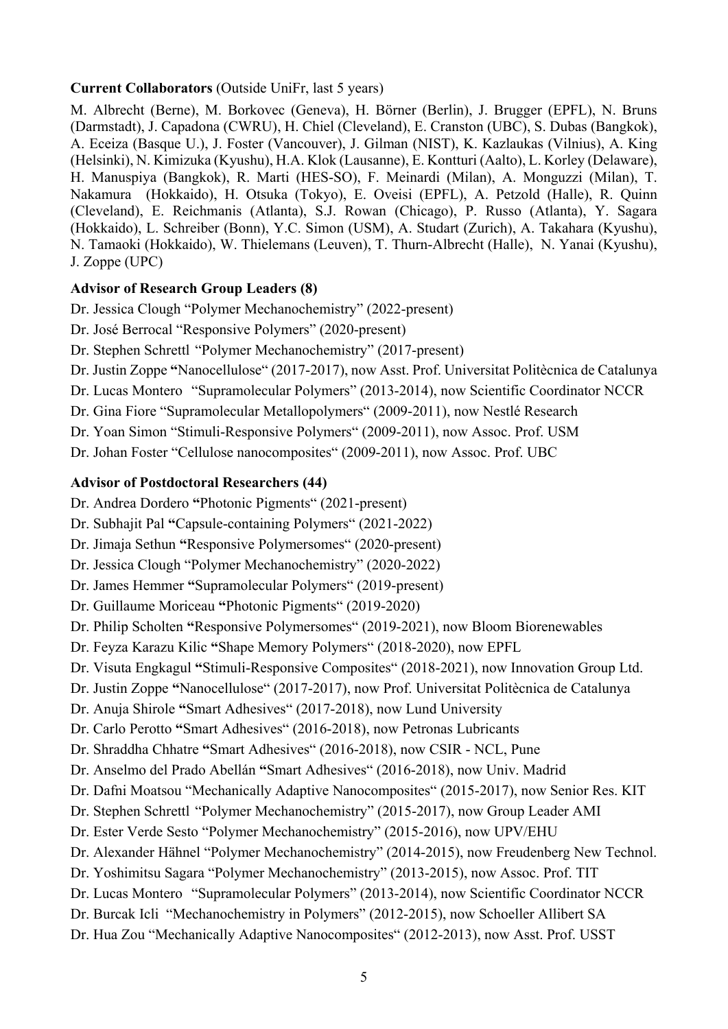**Current Collaborators** (Outside UniFr, last 5 years)

M. Albrecht (Berne), M. Borkovec (Geneva), H. Börner (Berlin), J. Brugger (EPFL), N. Bruns (Darmstadt), J. Capadona (CWRU), H. Chiel (Cleveland), E. Cranston (UBC), S. Dubas (Bangkok), A. Eceiza (Basque U.), J. Foster (Vancouver), J. Gilman (NIST), K. Kazlaukas (Vilnius), A. King (Helsinki), N. Kimizuka (Kyushu), H.A. Klok (Lausanne), E. Kontturi (Aalto), L. Korley (Delaware), H. Manuspiya (Bangkok), R. Marti (HES-SO), F. Meinardi (Milan), A. Monguzzi (Milan), T. Nakamura (Hokkaido), H. Otsuka (Tokyo), E. Oveisi (EPFL), A. Petzold (Halle), R. Quinn (Cleveland), E. Reichmanis (Atlanta), S.J. Rowan (Chicago), P. Russo (Atlanta), Y. Sagara (Hokkaido), L. Schreiber (Bonn), Y.C. Simon (USM), A. Studart (Zurich), A. Takahara (Kyushu), N. Tamaoki (Hokkaido), W. Thielemans (Leuven), T. Thurn-Albrecht (Halle), N. Yanai (Kyushu), J. Zoppe (UPC)

**Advisor of Research Group Leaders (8)**

Dr. Jessica Clough "Polymer Mechanochemistry" (2022-present)

Dr. José Berrocal "Responsive Polymers" (2020-present)

Dr. Stephen Schrettl "Polymer Mechanochemistry" (2017-present)

Dr. Justin Zoppe **"**Nanocellulose" (2017-2017), now Asst. Prof. Universitat Politècnica de Catalunya

Dr. Lucas Montero "Supramolecular Polymers" (2013-2014), now Scientific Coordinator NCCR

Dr. Gina Fiore "Supramolecular Metallopolymers" (2009-2011), now Nestlé Research

Dr. Yoan Simon "Stimuli-Responsive Polymers" (2009-2011), now Assoc. Prof. USM

Dr. Johan Foster "Cellulose nanocomposites" (2009-2011), now Assoc. Prof. UBC

**Advisor of Postdoctoral Researchers (44)**

Dr. Andrea Dordero **"**Photonic Pigments" (2021-present)

Dr. Subhajit Pal **"**Capsule-containing Polymers" (2021-2022)

Dr. Jimaja Sethun **"**Responsive Polymersomes" (2020-present)

Dr. Jessica Clough "Polymer Mechanochemistry" (2020-2022)

Dr. James Hemmer **"**Supramolecular Polymers" (2019-present)

Dr. Guillaume Moriceau **"**Photonic Pigments" (2019-2020)

Dr. Philip Scholten **"**Responsive Polymersomes" (2019-2021), now Bloom Biorenewables

Dr. Feyza Karazu Kilic **"**Shape Memory Polymers" (2018-2020), now EPFL

Dr. Visuta Engkagul **"**Stimuli-Responsive Composites" (2018-2021), now Innovation Group Ltd.

Dr. Justin Zoppe **"**Nanocellulose" (2017-2017), now Prof. Universitat Politècnica de Catalunya

Dr. Anuja Shirole **"**Smart Adhesives" (2017-2018), now Lund University

Dr. Carlo Perotto **"**Smart Adhesives" (2016-2018), now Petronas Lubricants

Dr. Shraddha Chhatre **"**Smart Adhesives" (2016-2018), now CSIR - NCL, Pune

Dr. Anselmo del Prado Abellán **"**Smart Adhesives" (2016-2018), now Univ. Madrid

Dr. Dafni Moatsou "Mechanically Adaptive Nanocomposites" (2015-2017), now Senior Res. KIT

Dr. Stephen Schrettl "Polymer Mechanochemistry" (2015-2017), now Group Leader AMI

Dr. Ester Verde Sesto "Polymer Mechanochemistry" (2015-2016), now UPV/EHU

Dr. Alexander Hähnel "Polymer Mechanochemistry" (2014-2015), now Freudenberg New Technol.

Dr. Yoshimitsu Sagara "Polymer Mechanochemistry" (2013-2015), now Assoc. Prof. TIT

Dr. Lucas Montero "Supramolecular Polymers" (2013-2014), now Scientific Coordinator NCCR

Dr. Burcak Icli "Mechanochemistry in Polymers" (2012-2015), now Schoeller Allibert SA

Dr. Hua Zou "Mechanically Adaptive Nanocomposites" (2012-2013), now Asst. Prof. USST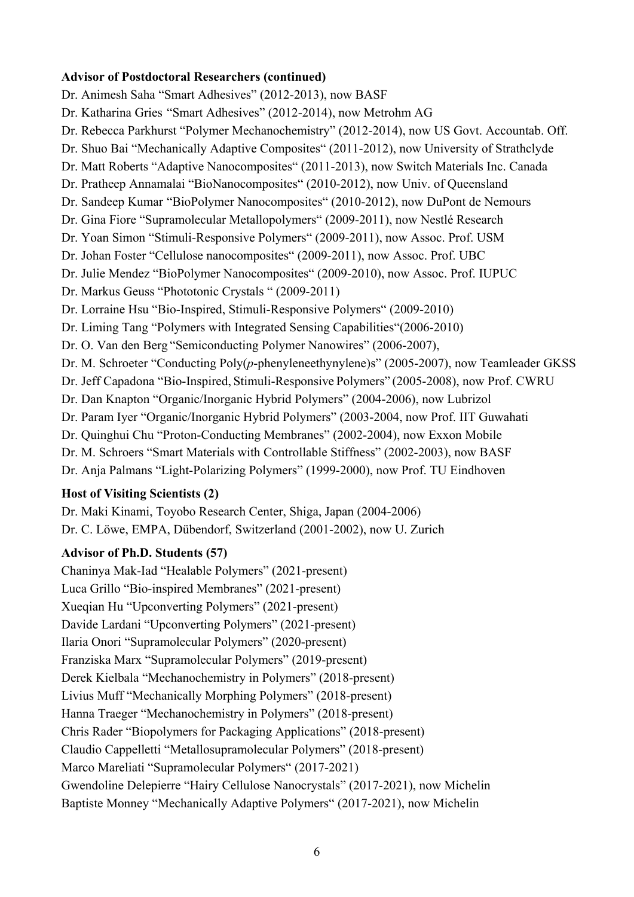**Advisor of Postdoctoral Researchers (continued)**

Dr. Animesh Saha "Smart Adhesives" (2012-2013), now BASF
Dr. Katharina Gries "Smart Adhesives" (2012-2014), now Metrohm AG
Dr. Rebecca Parkhurst "Polymer Mechanochemistry" (2012-2014), now US Govt. Accountab. Off.
Dr. Shuo Bai "Mechanically Adaptive Composites" (2011-2012), now University of Strathclyde
Dr. Matt Roberts "Adaptive Nanocomposites" (2011-2013), now Switch Materials Inc. Canada
Dr. Pratheep Annamalai "BioNanocomposites" (2010-2012), now Univ. of Queensland
Dr. Sandeep Kumar "BioPolymer Nanocomposites" (2010-2012), now DuPont de Nemours
Dr. Gina Fiore "Supramolecular Metallopolymers" (2009-2011), now Nestlé Research
Dr. Yoan Simon "Stimuli-Responsive Polymers" (2009-2011), now Assoc. Prof. USM
Dr. Johan Foster "Cellulose nanocomposites" (2009-2011), now Assoc. Prof. UBC
Dr. Julie Mendez "BioPolymer Nanocomposites" (2009-2010), now Assoc. Prof. IUPUC
Dr. Markus Geuss "Phototonic Crystals " (2009-2011)
Dr. Lorraine Hsu "Bio-Inspired, Stimuli-Responsive Polymers" (2009-2010)
Dr. Liming Tang "Polymers with Integrated Sensing Capabilities"(2006-2010)
Dr. O. Van den Berg "Semiconducting Polymer Nanowires" (2006-2007),
Dr. M. Schroeter "Conducting Poly(*p*-phenyleneethynylene)s" (2005-2007), now Teamleader GKSS
Dr. Jeff Capadona "Bio-Inspired, Stimuli-Responsive Polymers" (2005-2008), now Prof. CWRU
Dr. Dan Knapton "Organic/Inorganic Hybrid Polymers" (2004-2006), now Lubrizol
Dr. Param Iyer "Organic/Inorganic Hybrid Polymers" (2003-2004, now Prof. IIT Guwahati
Dr. Quinghui Chu "Proton-Conducting Membranes" (2002-2004), now Exxon Mobile
Dr. M. Schroers "Smart Materials with Controllable Stiffness" (2002-2003), now BASF
Dr. Anja Palmans "Light-Polarizing Polymers" (1999-2000), now Prof. TU Eindhoven

**Host of Visiting Scientists (2)**

Dr. Maki Kinami, Toyobo Research Center, Shiga, Japan (2004-2006)
Dr. C. Löwe, EMPA, Dübendorf, Switzerland (2001-2002), now U. Zurich

**Advisor of Ph.D. Students (57)**

Chaninya Mak-Iad "Healable Polymers" (2021-present)
Luca Grillo "Bio-inspired Membranes" (2021-present)
Xueqian Hu "Upconverting Polymers" (2021-present)
Davide Lardani "Upconverting Polymers" (2021-present)
Ilaria Onori "Supramolecular Polymers" (2020-present)
Franziska Marx "Supramolecular Polymers" (2019-present)
Derek Kielbala "Mechanochemistry in Polymers" (2018-present)
Livius Muff "Mechanically Morphing Polymers" (2018-present)
Hanna Traeger "Mechanochemistry in Polymers" (2018-present)
Chris Rader "Biopolymers for Packaging Applications" (2018-present)
Claudio Cappelletti "Metallosupramolecular Polymers" (2018-present)
Marco Mareliati "Supramolecular Polymers" (2017-2021)
Gwendoline Delepierre "Hairy Cellulose Nanocrystals" (2017-2021), now Michelin
Baptiste Monney "Mechanically Adaptive Polymers" (2017-2021), now Michelin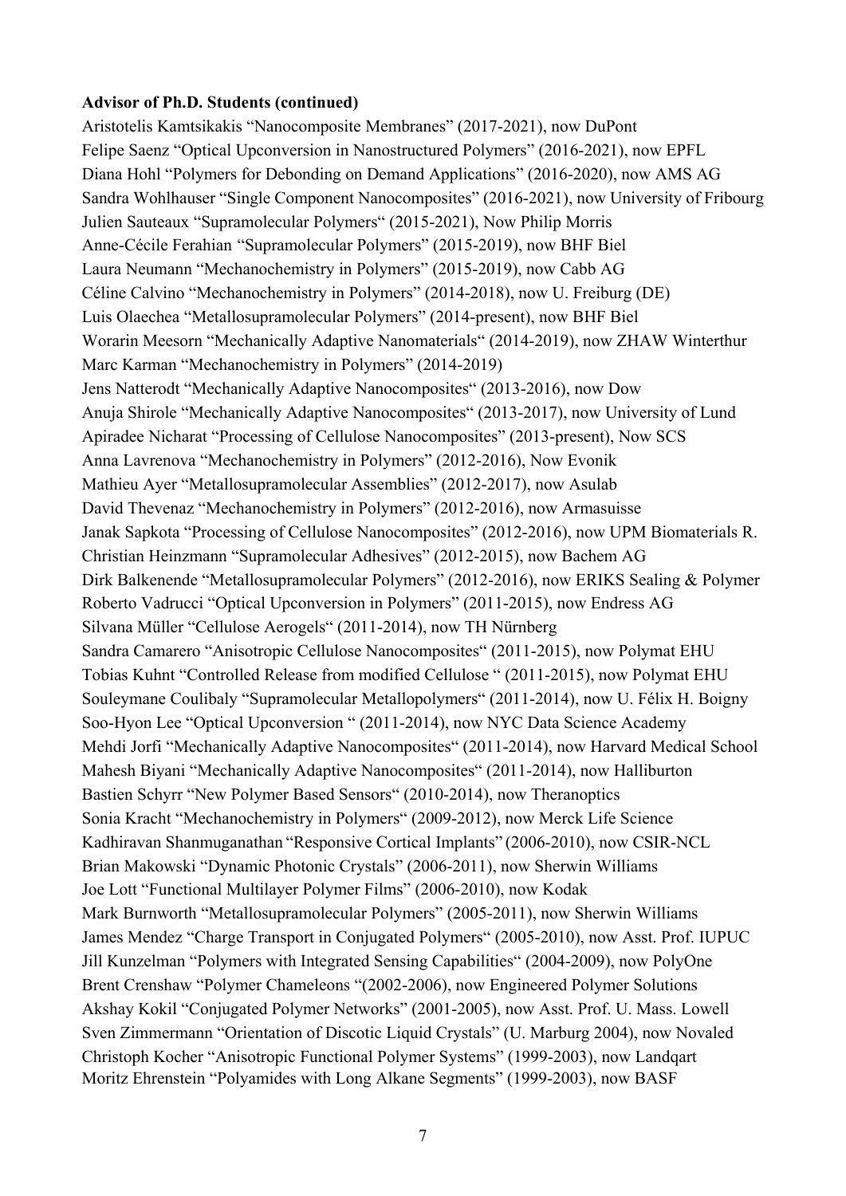**Advisor of Ph.D. Students (continued)**

Aristotelis Kamtsikakis "Nanocomposite Membranes" (2017-2021), now DuPont
Felipe Saenz "Optical Upconversion in Nanostructured Polymers" (2016-2021), now EPFL
Diana Hohl "Polymers for Debonding on Demand Applications" (2016-2020), now AMS AG
Sandra Wohlhauser "Single Component Nanocomposites" (2016-2021), now University of Fribourg
Julien Sauteaux "Supramolecular Polymers" (2015-2021), Now Philip Morris
Anne-Cécile Ferahian "Supramolecular Polymers" (2015-2019), now BHF Biel
Laura Neumann "Mechanochemistry in Polymers" (2015-2019), now Cabb AG
Céline Calvino "Mechanochemistry in Polymers" (2014-2018), now U. Freiburg (DE)
Luis Olaechea "Metallosupramolecular Polymers" (2014-present), now BHF Biel
Worarin Meesorn "Mechanically Adaptive Nanomaterials" (2014-2019), now ZHAW Winterthur
Marc Karman "Mechanochemistry in Polymers" (2014-2019)
Jens Natterodt "Mechanically Adaptive Nanocomposites" (2013-2016), now Dow
Anuja Shirole "Mechanically Adaptive Nanocomposites" (2013-2017), now University of Lund
Apiradee Nicharat "Processing of Cellulose Nanocomposites" (2013-present), Now SCS
Anna Lavrenova "Mechanochemistry in Polymers" (2012-2016), Now Evonik
Mathieu Ayer "Metallosupramolecular Assemblies" (2012-2017), now Asulab
David Thevenaz "Mechanochemistry in Polymers" (2012-2016), now Armasuisse
Janak Sapkota "Processing of Cellulose Nanocomposites" (2012-2016), now UPM Biomaterials R.
Christian Heinzmann "Supramolecular Adhesives" (2012-2015), now Bachem AG
Dirk Balkenende "Metallosupramolecular Polymers" (2012-2016), now ERIKS Sealing & Polymer
Roberto Vadrucci "Optical Upconversion in Polymers" (2011-2015), now Endress AG
Silvana Müller "Cellulose Aerogels" (2011-2014), now TH Nürnberg
Sandra Camarero "Anisotropic Cellulose Nanocomposites" (2011-2015), now Polymat EHU
Tobias Kuhnt "Controlled Release from modified Cellulose " (2011-2015), now Polymat EHU
Souleymane Coulibaly "Supramolecular Metallopolymers" (2011-2014), now U. Félix H. Boigny
Soo-Hyon Lee "Optical Upconversion " (2011-2014), now NYC Data Science Academy
Mehdi Jorfi "Mechanically Adaptive Nanocomposites" (2011-2014), now Harvard Medical School
Mahesh Biyani "Mechanically Adaptive Nanocomposites" (2011-2014), now Halliburton
Bastien Schyrr "New Polymer Based Sensors" (2010-2014), now Theranoptics
Sonia Kracht "Mechanochemistry in Polymers" (2009-2012), now Merck Life Science
Kadhiravan Shanmuganathan "Responsive Cortical Implants" (2006-2010), now CSIR-NCL
Brian Makowski "Dynamic Photonic Crystals" (2006-2011), now Sherwin Williams
Joe Lott "Functional Multilayer Polymer Films" (2006-2010), now Kodak
Mark Burnworth "Metallosupramolecular Polymers" (2005-2011), now Sherwin Williams
James Mendez "Charge Transport in Conjugated Polymers" (2005-2010), now Asst. Prof. IUPUC
Jill Kunzelman "Polymers with Integrated Sensing Capabilities" (2004-2009), now PolyOne
Brent Crenshaw "Polymer Chameleons "(2002-2006), now Engineered Polymer Solutions
Akshay Kokil "Conjugated Polymer Networks" (2001-2005), now Asst. Prof. U. Mass. Lowell
Sven Zimmermann "Orientation of Discotic Liquid Crystals" (U. Marburg 2004), now Novaled
Christoph Kocher "Anisotropic Functional Polymer Systems" (1999-2003), now Landqart
Moritz Ehrenstein "Polyamides with Long Alkane Segments" (1999-2003), now BASF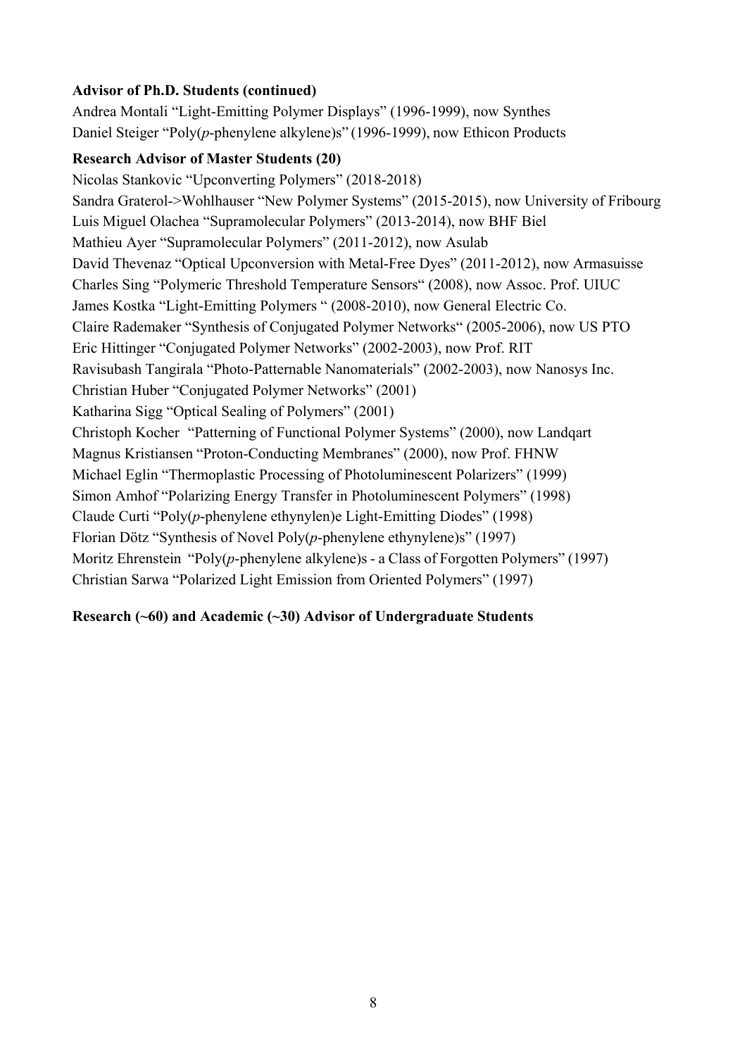**Advisor of Ph.D. Students (continued)**

Andrea Montali "Light-Emitting Polymer Displays" (1996-1999), now Synthes
Daniel Steiger "Poly(*p*-phenylene alkylene)s" (1996-1999), now Ethicon Products

**Research Advisor of Master Students (20)**

Nicolas Stankovic "Upconverting Polymers" (2018-2018)
Sandra Graterol->Wohlhauser "New Polymer Systems" (2015-2015), now University of Fribourg
Luis Miguel Olachea "Supramolecular Polymers" (2013-2014), now BHF Biel
Mathieu Ayer "Supramolecular Polymers" (2011-2012), now Asulab
David Thevenaz "Optical Upconversion with Metal-Free Dyes" (2011-2012), now Armasuisse
Charles Sing "Polymeric Threshold Temperature Sensors" (2008), now Assoc. Prof. UIUC
James Kostka "Light-Emitting Polymers " (2008-2010), now General Electric Co.
Claire Rademaker "Synthesis of Conjugated Polymer Networks" (2005-2006), now US PTO
Eric Hittinger "Conjugated Polymer Networks" (2002-2003), now Prof. RIT
Ravisubash Tangirala "Photo-Patternable Nanomaterials" (2002-2003), now Nanosys Inc.
Christian Huber "Conjugated Polymer Networks" (2001)
Katharina Sigg "Optical Sealing of Polymers" (2001)
Christoph Kocher "Patterning of Functional Polymer Systems" (2000), now Landqart
Magnus Kristiansen "Proton-Conducting Membranes" (2000), now Prof. FHNW
Michael Eglin "Thermoplastic Processing of Photoluminescent Polarizers" (1999)
Simon Amhof "Polarizing Energy Transfer in Photoluminescent Polymers" (1998)
Claude Curti "Poly(*p*-phenylene ethynylen)e Light-Emitting Diodes" (1998)
Florian Dötz "Synthesis of Novel Poly(*p*-phenylene ethynylene)s" (1997)
Moritz Ehrenstein "Poly(*p*-phenylene alkylene)s - a Class of Forgotten Polymers" (1997)
Christian Sarwa "Polarized Light Emission from Oriented Polymers" (1997)

**Research (~60) and Academic (~30) Advisor of Undergraduate Students**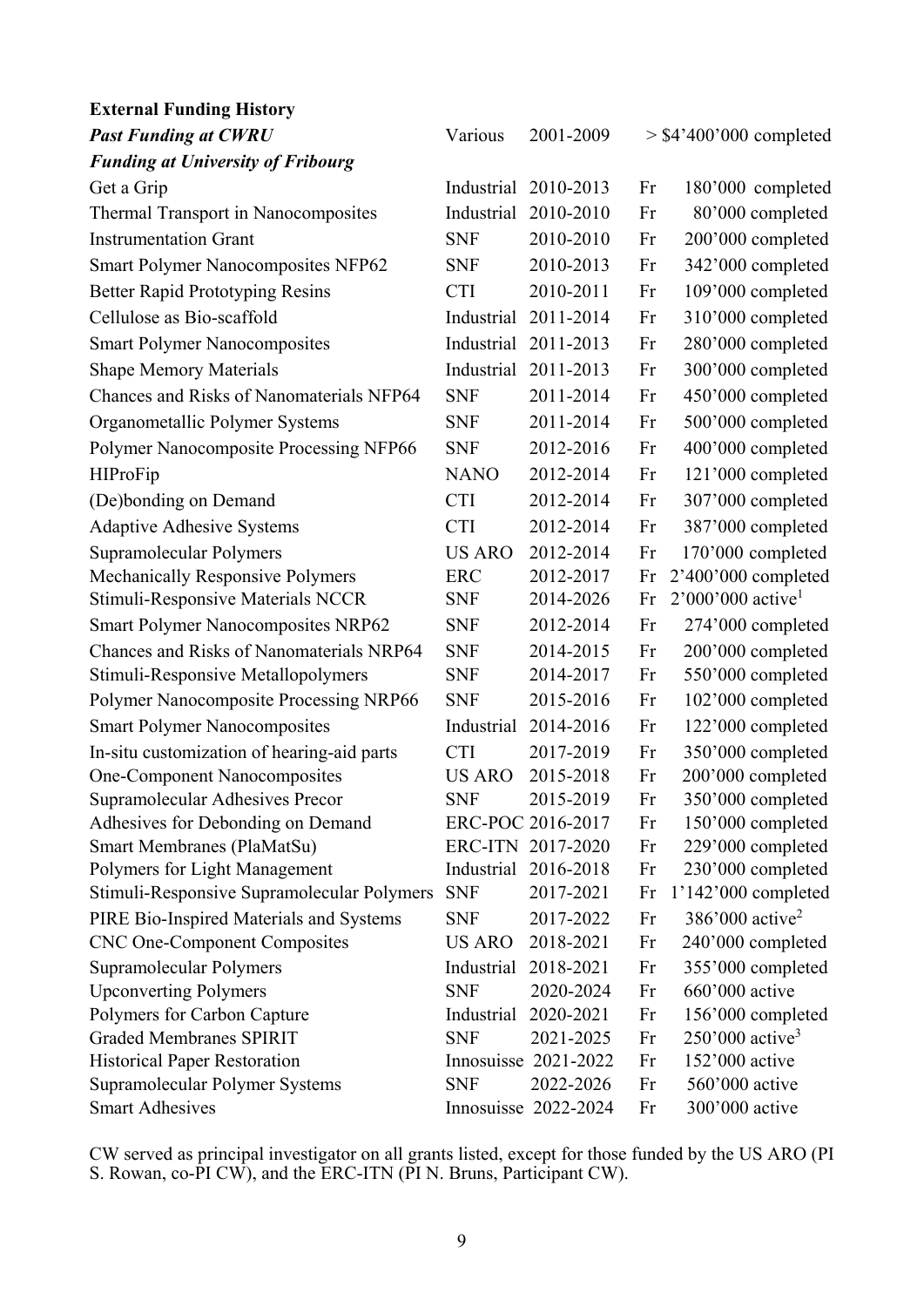**External Funding History**

| | | | | |
|---|---|---|---|---|
| ***Past Funding at CWRU*** | Various | 2001-2009 | | > $4'400'000 completed |
| ***Funding at University of Fribourg*** | | | | |
| Get a Grip | Industrial | 2010-2013 | Fr | 180'000 completed |
| Thermal Transport in Nanocomposites | Industrial | 2010-2010 | Fr | 80'000 completed |
| Instrumentation Grant | SNF | 2010-2010 | Fr | 200'000 completed |
| Smart Polymer Nanocomposites NFP62 | SNF | 2010-2013 | Fr | 342'000 completed |
| Better Rapid Prototyping Resins | CTI | 2010-2011 | Fr | 109'000 completed |
| Cellulose as Bio-scaffold | Industrial | 2011-2014 | Fr | 310'000 completed |
| Smart Polymer Nanocomposites | Industrial | 2011-2013 | Fr | 280'000 completed |
| Shape Memory Materials | Industrial | 2011-2013 | Fr | 300'000 completed |
| Chances and Risks of Nanomaterials NFP64 | SNF | 2011-2014 | Fr | 450'000 completed |
| Organometallic Polymer Systems | SNF | 2011-2014 | Fr | 500'000 completed |
| Polymer Nanocomposite Processing NFP66 | SNF | 2012-2016 | Fr | 400'000 completed |
| HIProFip | NANO | 2012-2014 | Fr | 121'000 completed |
| (De)bonding on Demand | CTI | 2012-2014 | Fr | 307'000 completed |
| Adaptive Adhesive Systems | CTI | 2012-2014 | Fr | 387'000 completed |
| Supramolecular Polymers | US ARO | 2012-2014 | Fr | 170'000 completed |
| Mechanically Responsive Polymers | ERC | 2012-2017 | Fr | 2'400'000 completed |
| Stimuli-Responsive Materials NCCR | SNF | 2014-2026 | Fr | 2'000'000 active[1] |
| Smart Polymer Nanocomposites NRP62 | SNF | 2012-2014 | Fr | 274'000 completed |
| Chances and Risks of Nanomaterials NRP64 | SNF | 2014-2015 | Fr | 200'000 completed |
| Stimuli-Responsive Metallopolymers | SNF | 2014-2017 | Fr | 550'000 completed |
| Polymer Nanocomposite Processing NRP66 | SNF | 2015-2016 | Fr | 102'000 completed |
| Smart Polymer Nanocomposites | Industrial | 2014-2016 | Fr | 122'000 completed |
| In-situ customization of hearing-aid parts | CTI | 2017-2019 | Fr | 350'000 completed |
| One-Component Nanocomposites | US ARO | 2015-2018 | Fr | 200'000 completed |
| Supramolecular Adhesives Precor | SNF | 2015-2019 | Fr | 350'000 completed |
| Adhesives for Debonding on Demand | ERC-POC | 2016-2017 | Fr | 150'000 completed |
| Smart Membranes (PlaMatSu) | ERC-ITN | 2017-2020 | Fr | 229'000 completed |
| Polymers for Light Management | Industrial | 2016-2018 | Fr | 230'000 completed |
| Stimuli-Responsive Supramolecular Polymers | SNF | 2017-2021 | Fr | 1'142'000 completed |
| PIRE Bio-Inspired Materials and Systems | SNF | 2017-2022 | Fr | 386'000 active[2] |
| CNC One-Component Composites | US ARO | 2018-2021 | Fr | 240'000 completed |
| Supramolecular Polymers | Industrial | 2018-2021 | Fr | 355'000 completed |
| Upconverting Polymers | SNF | 2020-2024 | Fr | 660'000 active |
| Polymers for Carbon Capture | Industrial | 2020-2021 | Fr | 156'000 completed |
| Graded Membranes SPIRIT | SNF | 2021-2025 | Fr | 250'000 active[3] |
| Historical Paper Restoration | Innosuisse | 2021-2022 | Fr | 152'000 active |
| Supramolecular Polymer Systems | SNF | 2022-2026 | Fr | 560'000 active |
| Smart Adhesives | Innosuisse | 2022-2024 | Fr | 300'000 active |

CW served as principal investigator on all grants listed, except for those funded by the US ARO (PI S. Rowan, co-PI CW), and the ERC-ITN (PI N. Bruns, Participant CW).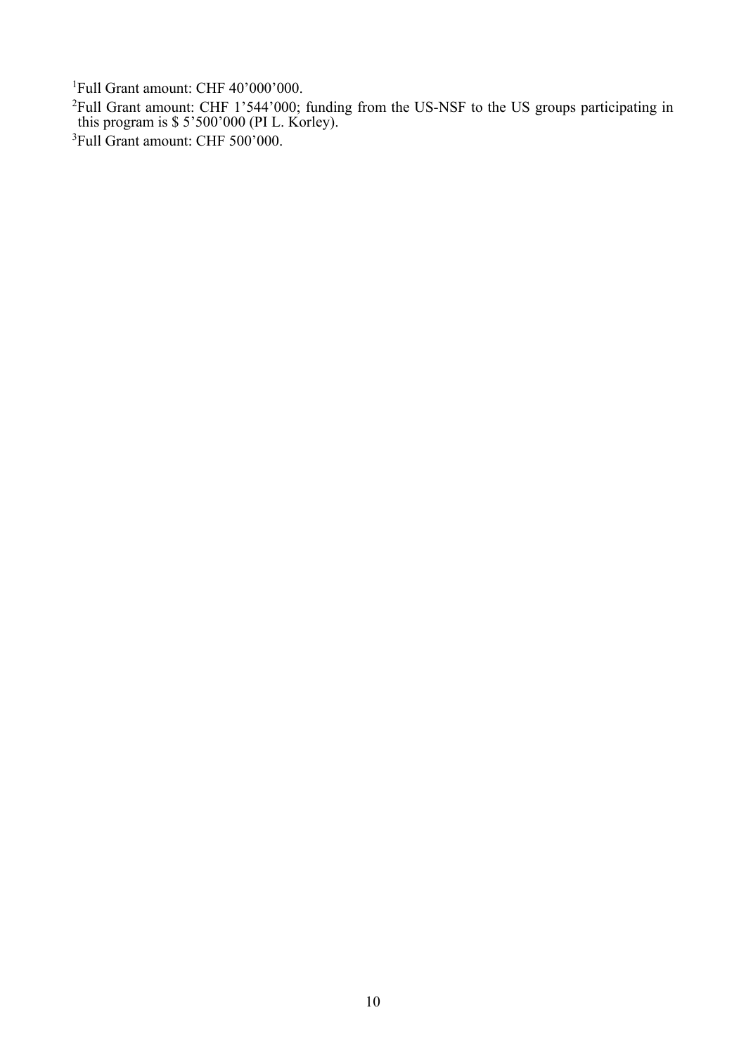[1]Full Grant amount: CHF 40’000’000.

[2]Full Grant amount: CHF 1’544’000; funding from the US-NSF to the US groups participating in this program is $ 5’500’000 (PI L. Korley).

[3]Full Grant amount: CHF 500’000.